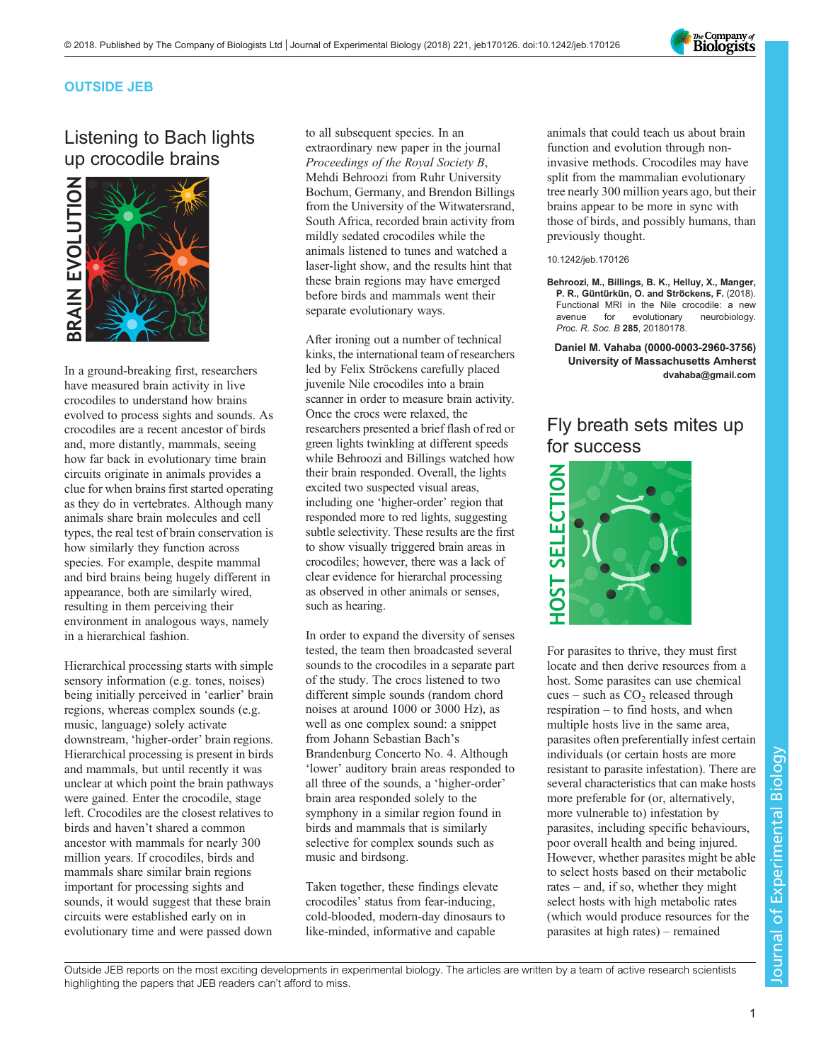## OUTSIDE JEB

# Listening to Bach lights up crocodile brains

BRAIN EVOLUTION

In a ground-breaking first, researchers have measured brain activity in live crocodiles to understand how brains evolved to process sights and sounds. As crocodiles are a recent ancestor of birds and, more distantly, mammals, seeing how far back in evolutionary time brain circuits originate in animals provides a clue for when brains first started operating as they do in vertebrates. Although many animals share brain molecules and cell types, the real test of brain conservation is how similarly they function across species. For example, despite mammal and bird brains being hugely different in appearance, both are similarly wired, resulting in them perceiving their environment in analogous ways, namely in a hierarchical fashion.

Hierarchical processing starts with simple sensory information (e.g. tones, noises) being initially perceived in 'earlier' brain regions, whereas complex sounds (e.g. music, language) solely activate downstream, 'higher-order' brain regions. Hierarchical processing is present in birds and mammals, but until recently it was unclear at which point the brain pathways were gained. Enter the crocodile, stage left. Crocodiles are the closest relatives to birds and haven't shared a common ancestor with mammals for nearly 300 million years. If crocodiles, birds and mammals share similar brain regions important for processing sights and sounds, it would suggest that these brain circuits were established early on in evolutionary time and were passed down to all subsequent species. In an extraordinary new paper in the journal *Proceedings of the Royal Society B*, Mehdi Behroozi from Ruhr University Bochum, Germany, and Brendon Billings from the University of the Witwatersrand, South Africa, recorded brain activity from mildly sedated crocodiles while the animals listened to tunes and watched a laser-light show, and the results hint that these brain regions may have emerged before birds and mammals went their separate evolutionary ways.

After ironing out a number of technical kinks, the international team of researchers led by Felix Ströckens carefully placed juvenile Nile crocodiles into a brain scanner in order to measure brain activity. Once the crocs were relaxed, the researchers presented a brief flash of red or green lights twinkling at different speeds while Behroozi and Billings watched how their brain responded. Overall, the lights excited two suspected visual areas, including one 'higher-order' region that responded more to red lights, suggesting subtle selectivity. These results are the first to show visually triggered brain areas in crocodiles; however, there was a lack of clear evidence for hierarchical processing as observed in other animals or senses, such as hearing.

In order to expand the diversity of senses tested, the team then broadcasted several sounds to the crocodiles in a separate part of the study. The crocs listened to two different simple sounds (random chord noises at around 1000 or 3000 Hz), as well as one complex sound: a snippet from Johann Sebastian Bach's Brandenburg Concerto No. 4. Although 'lower' auditory brain areas responded to all three of the sounds, a 'higher-order' brain area responded solely to the symphony in a similar region found in birds and mammals that is similarly selective for complex sounds such as music and birdsong.

Taken together, these findings elevate crocodiles' status from fear-inducing, cold-blooded, modern-day dinosaurs to like-minded, informative and capable animals that could teach us about brain function and evolution through non-invasive methods. Crocodiles may have split from the mammalian evolutionary tree nearly 300 million years ago, but their brains appear to be more in sync with those of birds, and possibly humans, than previously thought.

10.1242/jeb.170126

**Behroozi, M., Billings, B. K., Helluy, X., Manger, P. R., Güntürkün, O. and Ströckens, F.** (2018). Functional MRI in the Nile crocodile: a new avenue for evolutionary neurobiology. *Proc. R. Soc. B* **285**, 20180178.

**Daniel M. Vahaba (0000-0003-2960-3756)**
**University of Massachusetts Amherst**
**dvahaba@gmail.com**

# Fly breath sets mites up for success

HOST SELECTION

For parasites to thrive, they must first locate and then derive resources from a host. Some parasites can use chemical cues – such as $CO_2$ released through respiration – to find hosts, and when multiple hosts live in the same area, parasites often preferentially infest certain individuals (or certain hosts are more resistant to parasite infestation). There are several characteristics that can make hosts more preferable for (or, alternatively, more vulnerable to) infestation by parasites, including specific behaviours, poor overall health and being injured. However, whether parasites might be able to select hosts based on their metabolic rates – and, if so, whether they might select hosts with high metabolic rates (which would produce resources for the parasites at high rates) – remained

Outside JEB reports on the most exciting developments in experimental biology. The articles are written by a team of active research scientists highlighting the papers that JEB readers can't afford to miss.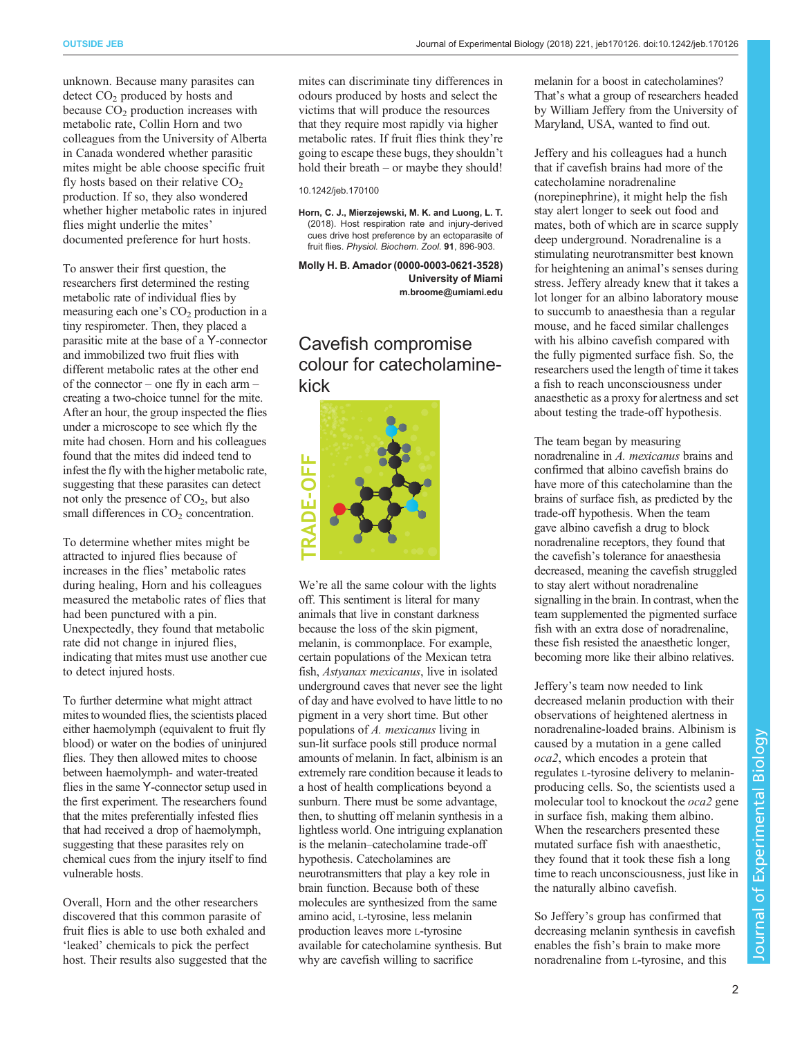unknown. Because many parasites can detect $CO_2$ produced by hosts and because $CO_2$ production increases with metabolic rate, Collin Horn and two colleagues from the University of Alberta in Canada wondered whether parasitic mites might be able choose specific fruit fly hosts based on their relative $CO_2$ production. If so, they also wondered whether higher metabolic rates in injured flies might underlie the mites' documented preference for hurt hosts.

To answer their first question, the researchers first determined the resting metabolic rate of individual flies by measuring each one's $CO_2$ production in a tiny respirometer. Then, they placed a parasitic mite at the base of a Y-connector and immobilized two fruit flies with different metabolic rates at the other end of the connector – one fly in each arm – creating a two-choice tunnel for the mite. After an hour, the group inspected the flies under a microscope to see which fly the mite had chosen. Horn and his colleagues found that the mites did indeed tend to infest the fly with the higher metabolic rate, suggesting that these parasites can detect not only the presence of $CO_2$, but also small differences in $CO_2$ concentration.

To determine whether mites might be attracted to injured flies because of increases in the flies' metabolic rates during healing, Horn and his colleagues measured the metabolic rates of flies that had been punctured with a pin. Unexpectedly, they found that metabolic rate did not change in injured flies, indicating that mites must use another cue to detect injured hosts.

To further determine what might attract mites to wounded flies, the scientists placed either haemolymph (equivalent to fruit fly blood) or water on the bodies of uninjured flies. They then allowed mites to choose between haemolymph- and water-treated flies in the same Y-connector setup used in the first experiment. The researchers found that the mites preferentially infested flies that had received a drop of haemolymph, suggesting that these parasites rely on chemical cues from the injury itself to find vulnerable hosts.

Overall, Horn and the other researchers discovered that this common parasite of fruit flies is able to use both exhaled and 'leaked' chemicals to pick the perfect host. Their results also suggested that the mites can discriminate tiny differences in odours produced by hosts and select the victims that will produce the resources that they require most rapidly via higher metabolic rates. If fruit flies think they're going to escape these bugs, they shouldn't hold their breath – or maybe they should!

10.1242/jeb.170100

**Horn, C. J., Mierzejewski, M. K. and Luong, L. T.** (2018). Host respiration rate and injury-derived cues drive host preference by an ectoparasite of fruit flies. *Physiol. Biochem. Zool.* **91**, 896-903.

**Molly H. B. Amador (0000-0003-0621-3528)**
**University of Miami**
**m.broome@umiami.edu**

# Cavefish compromise colour for catecholamine-kick

TRADE-OFF

We're all the same colour with the lights off. This sentiment is literal for many animals that live in constant darkness because the loss of the skin pigment, melanin, is commonplace. For example, certain populations of the Mexican tetra fish, *Astyanax mexicanus*, live in isolated underground caves that never see the light of day and have evolved to have little to no pigment in a very short time. But other populations of *A. mexicanus* living in sun-lit surface pools still produce normal amounts of melanin. In fact, albinism is an extremely rare condition because it leads to a host of health complications beyond a sunburn. There must be some advantage, then, to shutting off melanin synthesis in a lightless world. One intriguing explanation is the melanin–catecholamine trade-off hypothesis. Catecholamines are neurotransmitters that play a key role in brain function. Because both of these molecules are synthesized from the same amino acid, L-tyrosine, less melanin production leaves more L-tyrosine available for catecholamine synthesis. But why are cavefish willing to sacrifice melanin for a boost in catecholamines? That's what a group of researchers headed by William Jeffery from the University of Maryland, USA, wanted to find out.

Jeffery and his colleagues had a hunch that if cavefish brains had more of the catecholamine noradrenaline (norepinephrine), it might help the fish stay alert longer to seek out food and mates, both of which are in scarce supply deep underground. Noradrenaline is a stimulating neurotransmitter best known for heightening an animal's senses during stress. Jeffery already knew that it takes a lot longer for an albino laboratory mouse to succumb to anaesthesia than a regular mouse, and he faced similar challenges with his albino cavefish compared with the fully pigmented surface fish. So, the researchers used the length of time it takes a fish to reach unconsciousness under anaesthetic as a proxy for alertness and set about testing the trade-off hypothesis.

The team began by measuring noradrenaline in *A. mexicanus* brains and confirmed that albino cavefish brains do have more of this catecholamine than the brains of surface fish, as predicted by the trade-off hypothesis. When the team gave albino cavefish a drug to block noradrenaline receptors, they found that the cavefish's tolerance for anaesthesia decreased, meaning the cavefish struggled to stay alert without noradrenaline signalling in the brain. In contrast, when the team supplemented the pigmented surface fish with an extra dose of noradrenaline, these fish resisted the anaesthetic longer, becoming more like their albino relatives.

Jeffery's team now needed to link decreased melanin production with their observations of heightened alertness in noradrenaline-loaded brains. Albinism is caused by a mutation in a gene called *oca2*, which encodes a protein that regulates L-tyrosine delivery to melanin-producing cells. So, the scientists used a molecular tool to knockout the *oca2* gene in surface fish, making them albino. When the researchers presented these mutated surface fish with anaesthetic, they found that it took these fish a long time to reach unconsciousness, just like in the naturally albino cavefish.

So Jeffery's group has confirmed that decreasing melanin synthesis in cavefish enables the fish's brain to make more noradrenaline from L-tyrosine, and this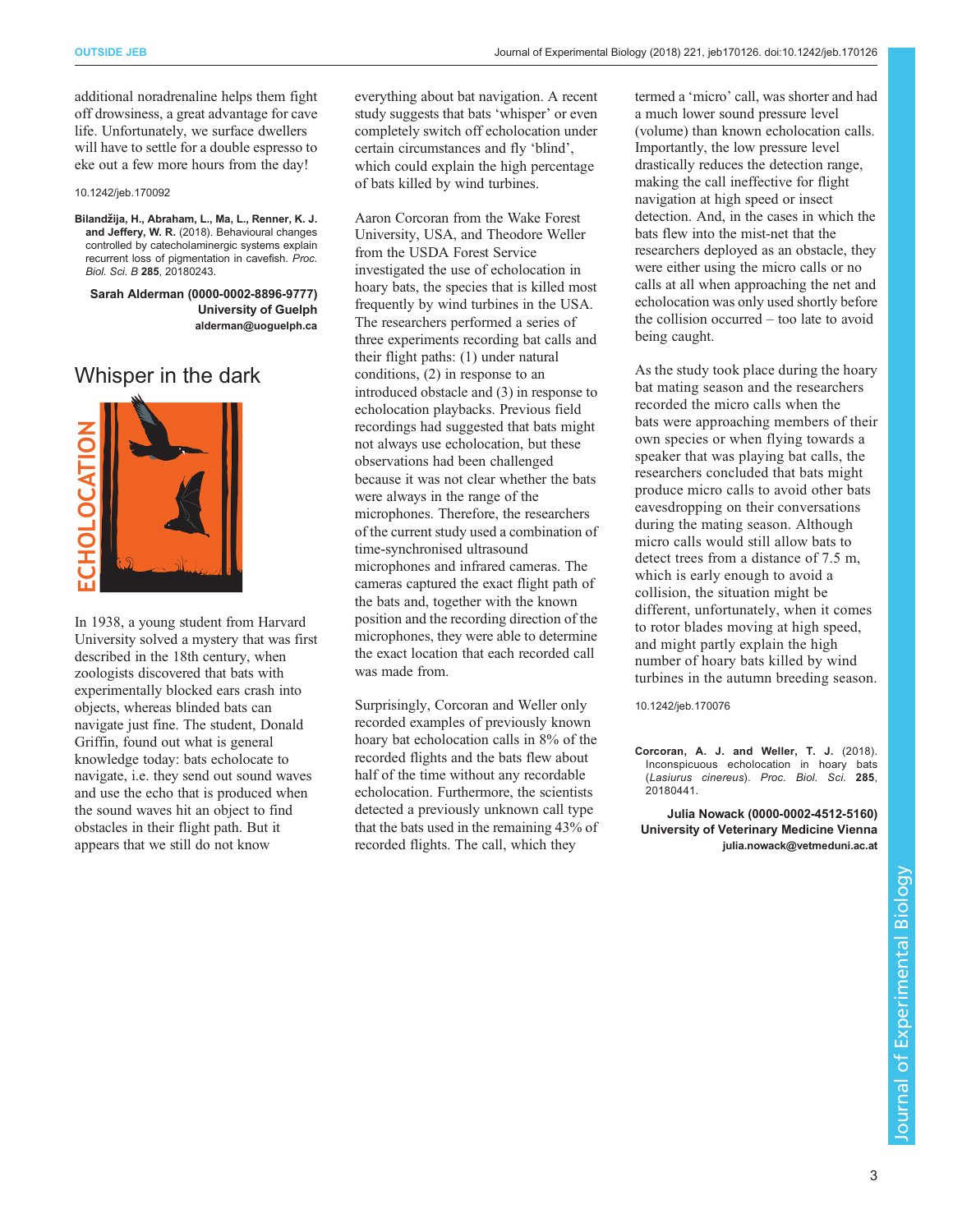additional noradrenaline helps them fight off drowsiness, a great advantage for cave life. Unfortunately, we surface dwellers will have to settle for a double espresso to eke out a few more hours from the day!

10.1242/jeb.170092

**Bilandžija, H., Abraham, L., Ma, L., Renner, K. J. and Jeffery, W. R.** (2018). Behavioural changes controlled by catecholaminergic systems explain recurrent loss of pigmentation in cavefish. *Proc. Biol. Sci. B* **285**, 20180243.

**Sarah Alderman (0000-0002-8896-9777)**
**University of Guelph**
**alderman@uoguelph.ca**

## Whisper in the dark

ECHOLOCATION

In 1938, a young student from Harvard University solved a mystery that was first described in the 18th century, when zoologists discovered that bats with experimentally blocked ears crash into objects, whereas blinded bats can navigate just fine. The student, Donald Griffin, found out what is general knowledge today: bats echolocate to navigate, i.e. they send out sound waves and use the echo that is produced when the sound waves hit an object to find obstacles in their flight path. But it appears that we still do not know everything about bat navigation. A recent study suggests that bats 'whisper' or even completely switch off echolocation under certain circumstances and fly 'blind', which could explain the high percentage of bats killed by wind turbines.

Aaron Corcoran from the Wake Forest University, USA, and Theodore Weller from the USDA Forest Service investigated the use of echolocation in hoary bats, the species that is killed most frequently by wind turbines in the USA. The researchers performed a series of three experiments recording bat calls and their flight paths: (1) under natural conditions, (2) in response to an introduced obstacle and (3) in response to echolocation playbacks. Previous field recordings had suggested that bats might not always use echolocation, but these observations had been challenged because it was not clear whether the bats were always in the range of the microphones. Therefore, the researchers of the current study used a combination of time-synchronised ultrasound microphones and infrared cameras. The cameras captured the exact flight path of the bats and, together with the known position and the recording direction of the microphones, they were able to determine the exact location that each recorded call was made from.

Surprisingly, Corcoran and Weller only recorded examples of previously known hoary bat echolocation calls in 8% of the recorded flights and the bats flew about half of the time without any recordable echolocation. Furthermore, the scientists detected a previously unknown call type that the bats used in the remaining 43% of recorded flights. The call, which they termed a 'micro' call, was shorter and had a much lower sound pressure level (volume) than known echolocation calls. Importantly, the low pressure level drastically reduces the detection range, making the call ineffective for flight navigation at high speed or insect detection. And, in the cases in which the bats flew into the mist-net that the researchers deployed as an obstacle, they were either using the micro calls or no calls at all when approaching the net and echolocation was only used shortly before the collision occurred – too late to avoid being caught.

As the study took place during the hoary bat mating season and the researchers recorded the micro calls when the bats were approaching members of their own species or when flying towards a speaker that was playing bat calls, the researchers concluded that bats might produce micro calls to avoid other bats eavesdropping on their conversations during the mating season. Although micro calls would still allow bats to detect trees from a distance of 7.5 m, which is early enough to avoid a collision, the situation might be different, unfortunately, when it comes to rotor blades moving at high speed, and might partly explain the high number of hoary bats killed by wind turbines in the autumn breeding season.

10.1242/jeb.170076

**Corcoran, A. J. and Weller, T. J.** (2018). Inconspicuous echolocation in hoary bats (*Lasiurus cinereus*). *Proc. Biol. Sci.* **285**, 20180441.

**Julia Nowack (0000-0002-4512-5160)**
**University of Veterinary Medicine Vienna**
**julia.nowack@vetmeduni.ac.at**